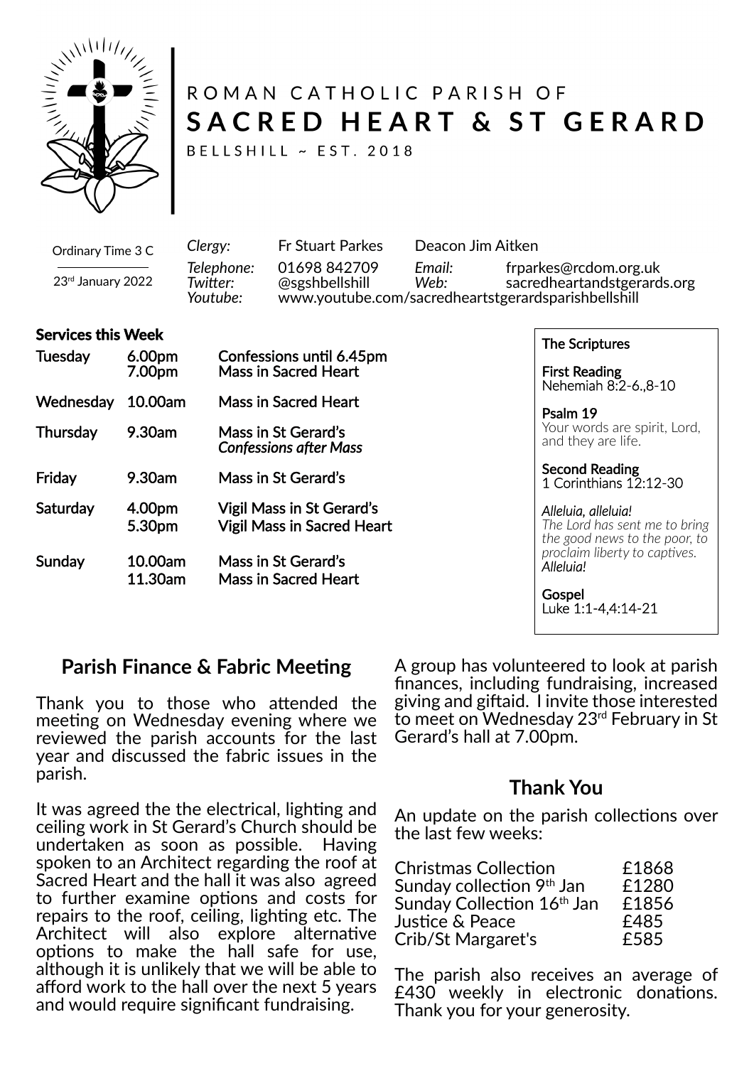ROMAN CATHOLIC PARISH OF

# SACRED HEART & ST GERARD

BELLSHILL ~ EST. 2018

Ordinary Time 3 C

23rd January 2022

| | | | |
|---|---|---|---|
| *Clergy:* | Fr Stuart Parkes | Deacon Jim Aitken | |
| *Telephone:* | 01698 842709 | *Email:* | frparkes@rcdom.org.uk |
| *Twitter:* | @sgshbellshill | *Web:* | sacredheartandstgerards.org |
| *Youtube:* | www.youtube.com/sacredheartstgerardsparishbellshill | | |

**Services this Week**

| | | |
|---|---|---|
| **Tuesday** | 6.00pm | Confessions until 6.45pm |
| | 7.00pm | Mass in Sacred Heart |
| **Wednesday** | 10.00am | Mass in Sacred Heart |
| **Thursday** | 9.30am | Mass in St Gerard's |
| | | *Confessions after Mass* |
| **Friday** | 9.30am | Mass in St Gerard's |
| **Saturday** | 4.00pm | Vigil Mass in St Gerard's |
| | 5.30pm | Vigil Mass in Sacred Heart |
| **Sunday** | 10.00am | Mass in St Gerard's |
| | 11.30am | Mass in Sacred Heart |

**The Scriptures**

**First Reading**
Nehemiah 8:2-6.,8-10

**Psalm 19**
Your words are spirit, Lord, and they are life.

**Second Reading**
1 Corinthians 12:12-30

*Alleluia, alleluia!*
*The Lord has sent me to bring the good news to the poor, to proclaim liberty to captives.*
*Alleluia!*

**Gospel**
Luke 1:1-4,4:14-21

## Parish Finance & Fabric Meeting

Thank you to those who attended the meeting on Wednesday evening where we reviewed the parish accounts for the last year and discussed the fabric issues in the parish.

It was agreed the the electrical, lighting and ceiling work in St Gerard's Church should be undertaken as soon as possible. Having spoken to an Architect regarding the roof at Sacred Heart and the hall it was also agreed to further examine options and costs for repairs to the roof, ceiling, lighting etc. The Architect will also explore alternative options to make the hall safe for use, although it is unlikely that we will be able to afford work to the hall over the next 5 years and would require significant fundraising.

A group has volunteered to look at parish finances, including fundraising, increased giving and giftaid. I invite those interested to meet on Wednesday 23rd February in St Gerard's hall at 7.00pm.

## Thank You

An update on the parish collections over the last few weeks:

| | |
|---|---|
| Christmas Collection | £1868 |
| Sunday collection 9th Jan | £1280 |
| Sunday Collection 16th Jan | £1856 |
| Justice & Peace | £485 |
| Crib/St Margaret's | £585 |

The parish also receives an average of £430 weekly in electronic donations. Thank you for your generosity.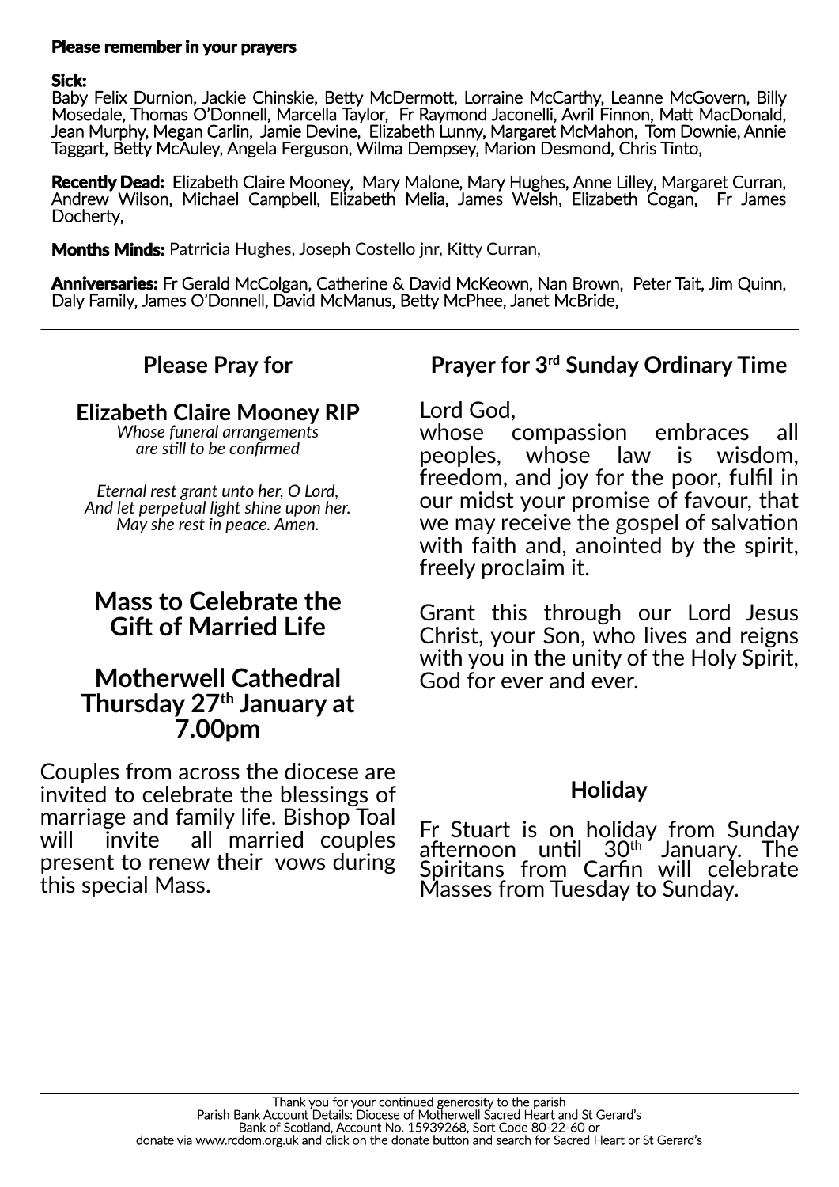**Please remember in your prayers**

**Sick:**
Baby Felix Durnion, Jackie Chinskie, Betty McDermott, Lorraine McCarthy, Leanne McGovern, Billy Mosedale, Thomas O'Donnell, Marcella Taylor, Fr Raymond Jaconelli, Avril Finnon, Matt MacDonald, Jean Murphy, Megan Carlin, Jamie Devine, Elizabeth Lunny, Margaret McMahon, Tom Downie, Annie Taggart, Betty McAuley, Angela Ferguson, Wilma Dempsey, Marion Desmond, Chris Tinto,

**Recently Dead:** Elizabeth Claire Mooney, Mary Malone, Mary Hughes, Anne Lilley, Margaret Curran, Andrew Wilson, Michael Campbell, Elizabeth Melia, James Welsh, Elizabeth Cogan, Fr James Docherty,

**Months Minds:** Patrricia Hughes, Joseph Costello jnr, Kitty Curran,

**Anniversaries:** Fr Gerald McColgan, Catherine & David McKeown, Nan Brown, Peter Tait, Jim Quinn, Daly Family, James O'Donnell, David McManus, Betty McPhee, Janet McBride,

---

## Please Pray for

### Elizabeth Claire Mooney RIP

*Whose funeral arrangements are still to be confirmed*

*Eternal rest grant unto her, O Lord,*
*And let perpetual light shine upon her.*
*May she rest in peace. Amen.*

## Mass to Celebrate the Gift of Married Life

## Motherwell Cathedral Thursday 27th January at 7.00pm

Couples from across the diocese are invited to celebrate the blessings of marriage and family life. Bishop Toal will invite all married couples present to renew their vows during this special Mass.

## Prayer for 3rd Sunday Ordinary Time

Lord God,
whose compassion embraces all peoples, whose law is wisdom, freedom, and joy for the poor, fulfil in our midst your promise of favour, that we may receive the gospel of salvation with faith and, anointed by the spirit, freely proclaim it.

Grant this through our Lord Jesus Christ, your Son, who lives and reigns with you in the unity of the Holy Spirit, God for ever and ever.

## Holiday

Fr Stuart is on holiday from Sunday afternoon until 30th January. The Spiritans from Carfin will celebrate Masses from Tuesday to Sunday.

---

Thank you for your continued generosity to the parish
Parish Bank Account Details: Diocese of Motherwell Sacred Heart and St Gerard's
Bank of Scotland, Account No. 15939268, Sort Code 80-22-60 or
donate via www.rcdom.org.uk and click on the donate button and search for Sacred Heart or St Gerard's